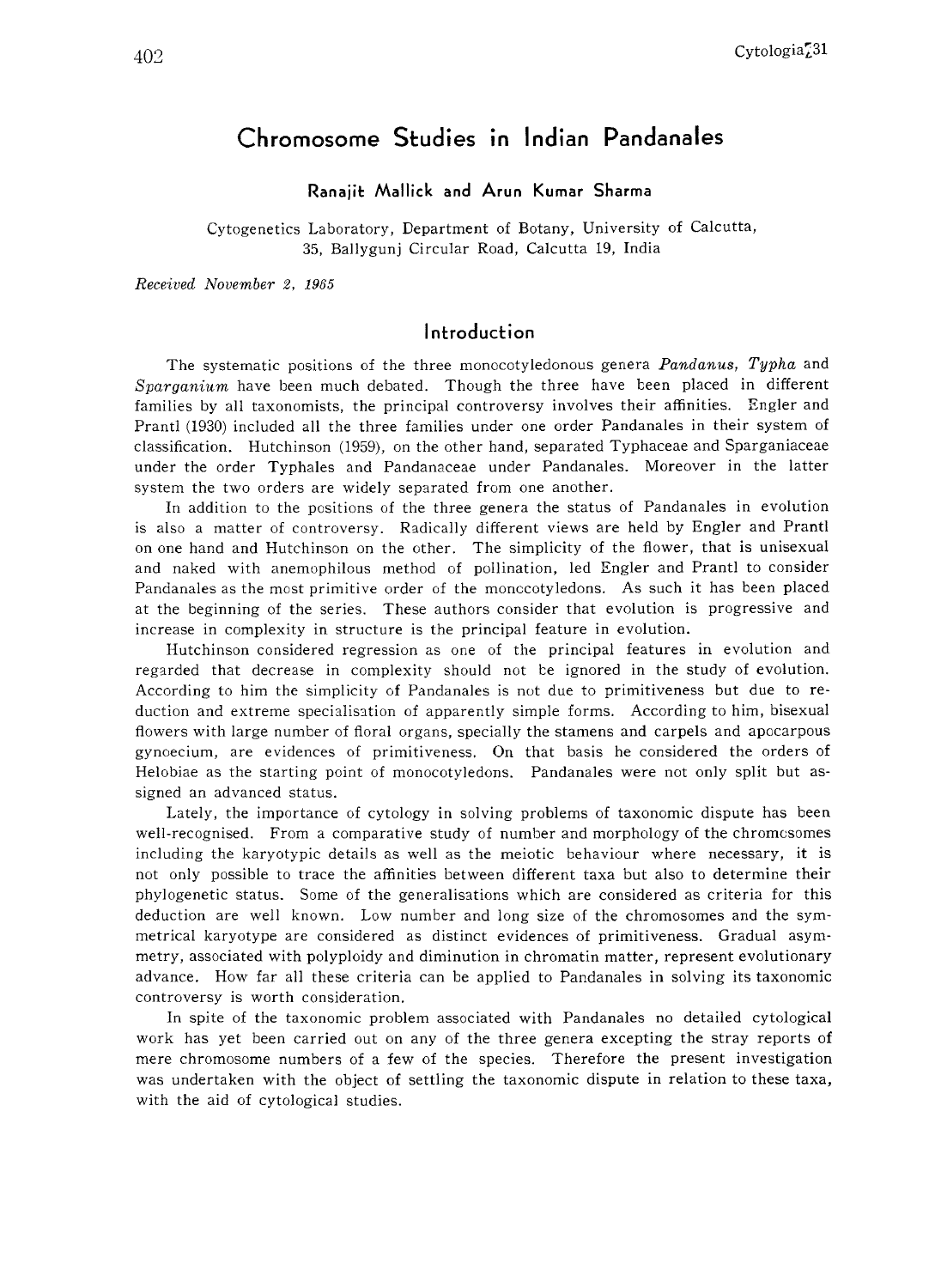# Chromosome Studies in Indian Pandanales

**Ranajit Mallick and Arun Kumar Sharma**

Cytogenetics Laboratory, Department of Botany, University of Calcutta, 35, Ballygunj Circular Road, Calcutta 19, India

*Received November 2, 1965*

## Introduction

The systematic positions of the three monocotyledonous genera *Pandanus*, *Typha* and *Sparganium* have been much debated. Though the three have been placed in different families by all taxonomists, the principal controversy involves their affinities. Engler and Prantl (1930) included all the three families under one order Pandanales in their system of classification. Hutchinson (1959), on the other hand, separated Typhaceae and Sparganiaceae under the order Typhales and Pandanaceae under Pandanales. Moreover in the latter system the two orders are widely separated from one another.

In addition to the positions of the three genera the status of Pandanales in evolution is also a matter of controversy. Radically different views are held by Engler and Prantl on one hand and Hutchinson on the other. The simplicity of the flower, that is unisexual and naked with anemophilous method of pollination, led Engler and Prantl to consider Pandanales as the most primitive order of the monocotyledons. As such it has been placed at the beginning of the series. These authors consider that evolution is progressive and increase in complexity in structure is the principal feature in evolution.

Hutchinson considered regression as one of the principal features in evolution and regarded that decrease in complexity should not be ignored in the study of evolution. According to him the simplicity of Pandanales is not due to primitiveness but due to reduction and extreme specialisation of apparently simple forms. According to him, bisexual flowers with large number of floral organs, specially the stamens and carpels and apocarpous gynoecium, are evidences of primitiveness. On that basis he considered the orders of Helobiae as the starting point of monocotyledons. Pandanales were not only split but assigned an advanced status.

Lately, the importance of cytology in solving problems of taxonomic dispute has been well-recognised. From a comparative study of number and morphology of the chromosomes including the karyotypic details as well as the meiotic behaviour where necessary, it is not only possible to trace the affinities between different taxa but also to determine their phylogenetic status. Some of the generalisations which are considered as criteria for this deduction are well known. Low number and long size of the chromosomes and the symmetrical karyotype are considered as distinct evidences of primitiveness. Gradual asymmetry, associated with polyploidy and diminution in chromatin matter, represent evolutionary advance. How far all these criteria can be applied to Pandanales in solving its taxonomic controversy is worth consideration.

In spite of the taxonomic problem associated with Pandanales no detailed cytological work has yet been carried out on any of the three genera excepting the stray reports of mere chromosome numbers of a few of the species. Therefore the present investigation was undertaken with the object of settling the taxonomic dispute in relation to these taxa, with the aid of cytological studies.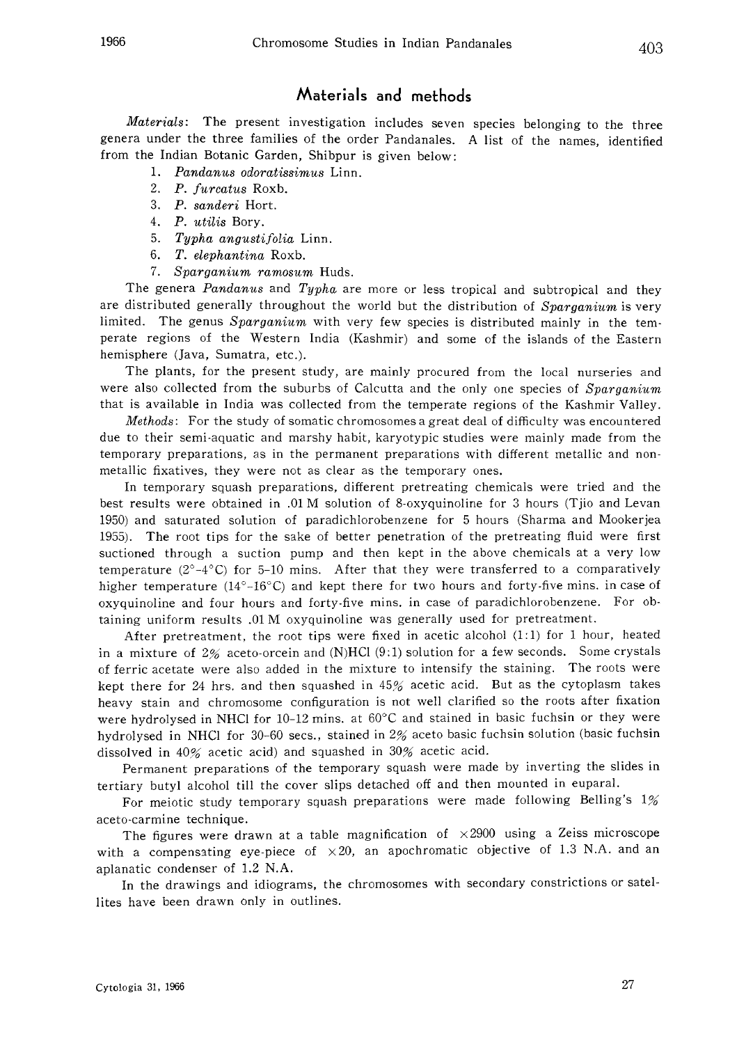## Materials and methods

*Materials*: The present investigation includes seven species belonging to the three genera under the three families of the order Pandanales. A list of the names, identified from the Indian Botanic Garden, Shibpur is given below:

1. *Pandanus odoratissimus* Linn.
2. *P. furcatus* Roxb.
3. *P. sanderi* Hort.
4. *P. utilis* Bory.
5. *Typha angustifolia* Linn.
6. *T. elephantina* Roxb.
7. *Sparganium ramosum* Huds.

The genera *Pandanus* and *Typha* are more or less tropical and subtropical and they are distributed generally throughout the world but the distribution of *Sparganium* is very limited. The genus *Sparganium* with very few species is distributed mainly in the temperate regions of the Western India (Kashmir) and some of the islands of the Eastern hemisphere (Java, Sumatra, etc.).

The plants, for the present study, are mainly procured from the local nurseries and were also collected from the suburbs of Calcutta and the only one species of *Sparganium* that is available in India was collected from the temperate regions of the Kashmir Valley.

*Methods*: For the study of somatic chromosomes a great deal of difficulty was encountered due to their semi-aquatic and marshy habit, karyotypic studies were mainly made from the temporary preparations, as in the permanent preparations with different metallic and non-metallic fixatives, they were not as clear as the temporary ones.

In temporary squash preparations, different pretreating chemicals were tried and the best results were obtained in .01 M solution of 8-oxyquinoline for 3 hours (Tjio and Levan 1950) and saturated solution of paradichlorobenzene for 5 hours (Sharma and Mookerjea 1955). The root tips for the sake of better penetration of the pretreating fluid were first suctioned through a suction pump and then kept in the above chemicals at a very low temperature (2°–4°C) for 5–10 mins. After that they were transferred to a comparatively higher temperature (14°–16°C) and kept there for two hours and forty-five mins. in case of oxyquinoline and four hours and forty-five mins. in case of paradichlorobenzene. For obtaining uniform results .01 M oxyquinoline was generally used for pretreatment.

After pretreatment, the root tips were fixed in acetic alcohol (1:1) for 1 hour, heated in a mixture of 2% aceto-orcein and (N)HCl (9:1) solution for a few seconds. Some crystals of ferric acetate were also added in the mixture to intensify the staining. The roots were kept there for 24 hrs. and then squashed in 45% acetic acid. But as the cytoplasm takes heavy stain and chromosome configuration is not well clarified so the roots after fixation were hydrolysed in NHCl for 10–12 mins. at 60°C and stained in basic fuchsin or they were hydrolysed in NHCl for 30–60 secs., stained in 2% aceto basic fuchsin solution (basic fuchsin dissolved in 40% acetic acid) and squashed in 30% acetic acid.

Permanent preparations of the temporary squash were made by inverting the slides in tertiary butyl alcohol till the cover slips detached off and then mounted in euparal.

For meiotic study temporary squash preparations were made following Belling's 1% aceto-carmine technique.

The figures were drawn at a table magnification of ×2900 using a Zeiss microscope with a compensating eye-piece of ×20, an apochromatic objective of 1.3 N.A. and an aplanatic condenser of 1.2 N.A.

In the drawings and idiograms, the chromosomes with secondary constrictions or satellites have been drawn only in outlines.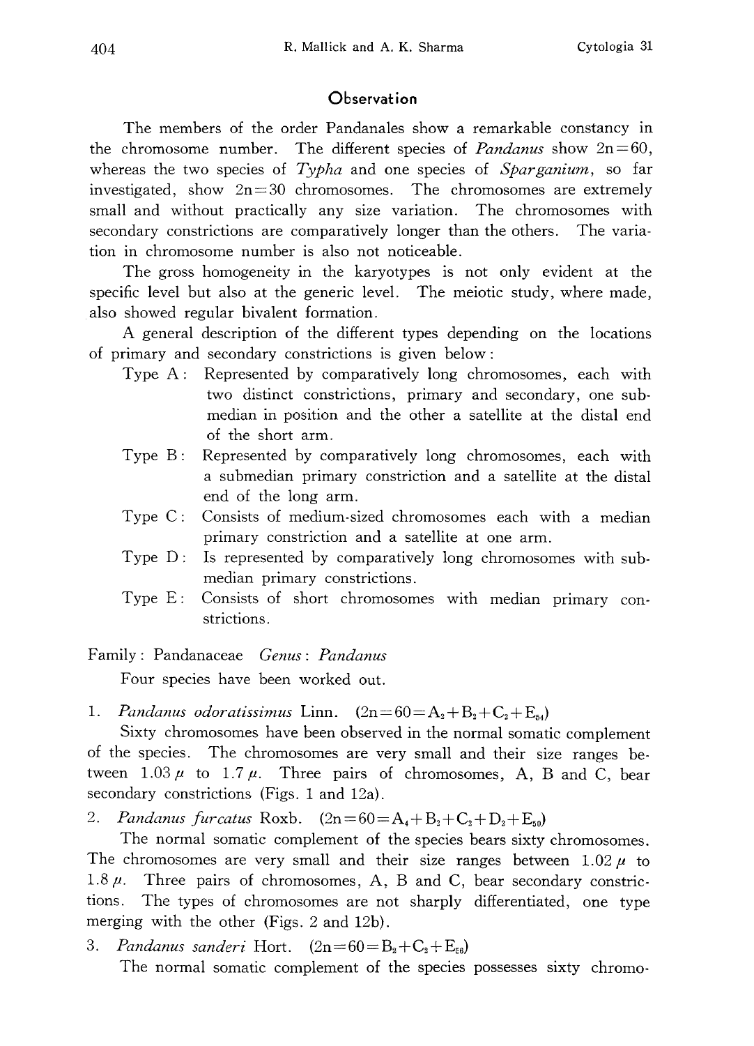## Observation

The members of the order Pandanales show a remarkable constancy in the chromosome number. The different species of *Pandanus* show $2n=60$, whereas the two species of *Typha* and one species of *Sparganium*, so far investigated, show $2n=30$ chromosomes. The chromosomes are extremely small and without practically any size variation. The chromosomes with secondary constrictions are comparatively longer than the others. The variation in chromosome number is also not noticeable.

The gross homogeneity in the karyotypes is not only evident at the specific level but also at the generic level. The meiotic study, where made, also showed regular bivalent formation.

A general description of the different types depending on the locations of primary and secondary constrictions is given below:

- Type A: Represented by comparatively long chromosomes, each with two distinct constrictions, primary and secondary, one submedian in position and the other a satellite at the distal end of the short arm.
- Type B: Represented by comparatively long chromosomes, each with a submedian primary constriction and a satellite at the distal end of the long arm.
- Type C: Consists of medium-sized chromosomes each with a median primary constriction and a satellite at one arm.
- Type D: Is represented by comparatively long chromosomes with submedian primary constrictions.
- Type E: Consists of short chromosomes with median primary constrictions.

Family: Pandanaceae *Genus*: *Pandanus*

Four species have been worked out.

1. *Pandanus odoratissimus* Linn. ($2n=60=A_2+B_2+C_2+E_{54}$)

Sixty chromosomes have been observed in the normal somatic complement of the species. The chromosomes are very small and their size ranges between 1.03 μ to 1.7 μ. Three pairs of chromosomes, A, B and C, bear secondary constrictions (Figs. 1 and 12a).

2. *Pandanus furcatus* Roxb. ($2n=60=A_4+B_2+C_2+D_2+E_{50}$)

The normal somatic complement of the species bears sixty chromosomes. The chromosomes are very small and their size ranges between 1.02 μ to 1.8 μ. Three pairs of chromosomes, A, B and C, bear secondary constrictions. The types of chromosomes are not sharply differentiated, one type merging with the other (Figs. 2 and 12b).

3. *Pandanus sanderi* Hort. ($2n=60=B_2+C_2+E_{56}$)

The normal somatic complement of the species possesses sixty chromo-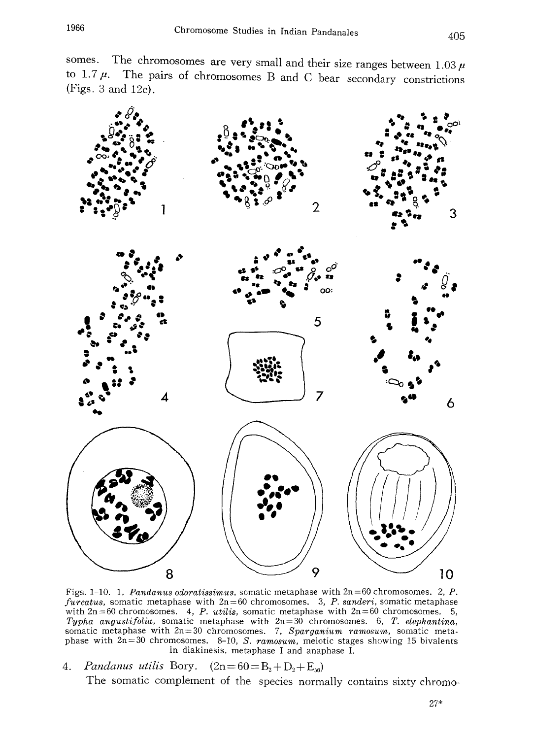somes. The chromosomes are very small and their size ranges between 1.03 $\mu$ to 1.7 $\mu$. The pairs of chromosomes B and C bear secondary constrictions (Figs. 3 and 12c).

Figs. 1–10. 1, *Pandanus odoratissimus*, somatic metaphase with 2n=60 chromosomes. 2, *P. furcatus*, somatic metaphase with 2n=60 chromosomes. 3, *P. sanderi*, somatic metaphase with 2n=60 chromosomes. 4, *P. utilis*, somatic metaphase with 2n=60 chromosomes. 5, *Typha angustifolia*, somatic metaphase with 2n=30 chromosomes. 6, *T. elephantina*, somatic metaphase with 2n=30 chromosomes. 7, *Sparganium ramosum*, somatic metaphase with 2n=30 chromosomes. 8–10, *S. ramosum*, meiotic stages showing 15 bivalents in diakinesis, metaphase I and anaphase I.

4. *Pandanus utilis* Bory. ($2n=60=B_2+D_2+E_{56}$)

The somatic complement of the species normally contains sixty chromo-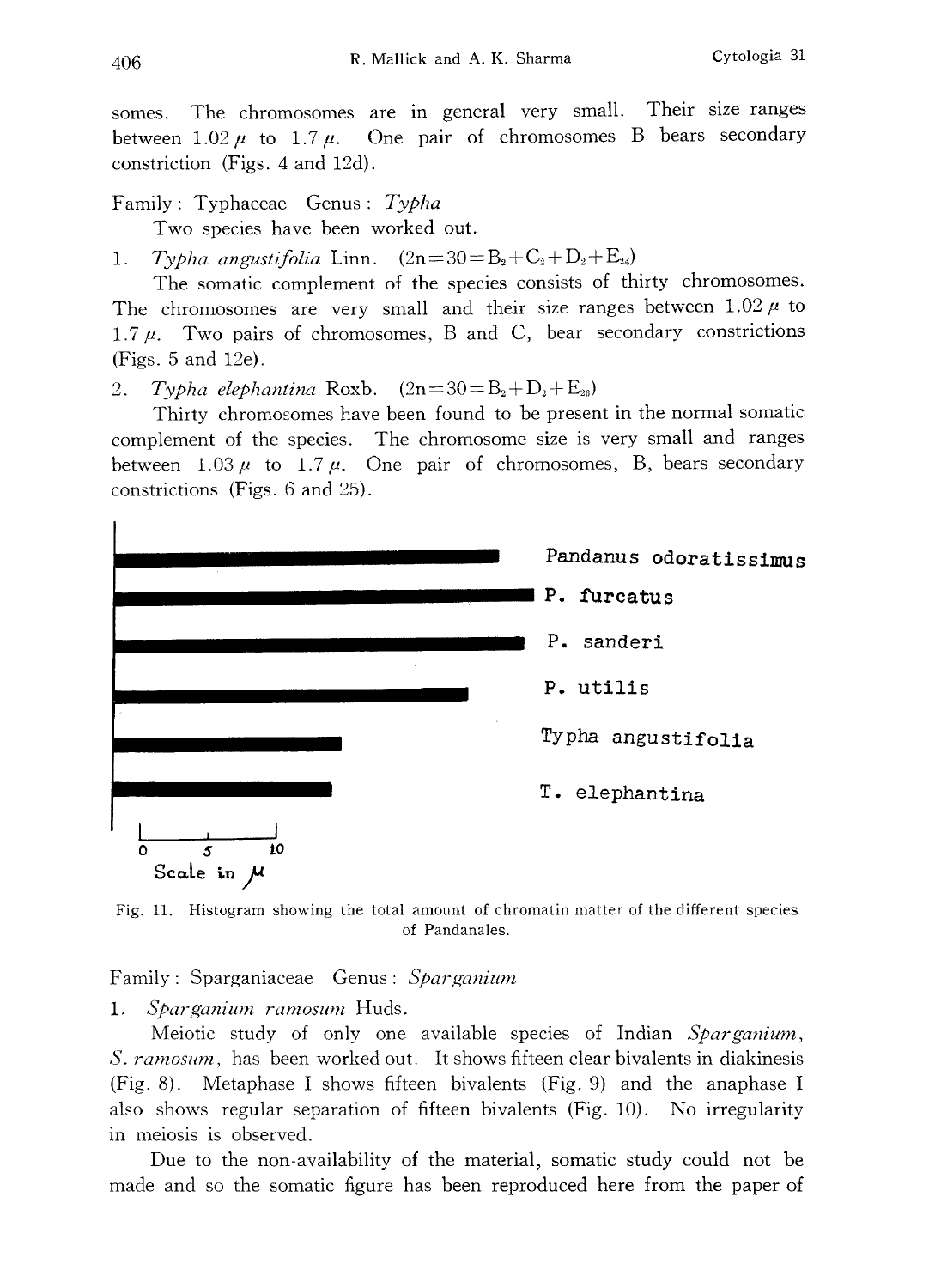somes. The chromosomes are in general very small. Their size ranges between 1.02 μ to 1.7 μ. One pair of chromosomes B bears secondary constriction (Figs. 4 and 12d).

Family: Typhaceae Genus: *Typha*

Two species have been worked out.

1. *Typha angustifolia* Linn. ($2n=30=B_2+C_2+D_2+E_{24}$)

The somatic complement of the species consists of thirty chromosomes. The chromosomes are very small and their size ranges between 1.02 μ to 1.7 μ. Two pairs of chromosomes, B and C, bear secondary constrictions (Figs. 5 and 12e).

2. *Typha elephantina* Roxb. ($2n=30=B_2+D_2+E_{26}$)

Thirty chromosomes have been found to be present in the normal somatic complement of the species. The chromosome size is very small and ranges between 1.03 μ to 1.7 μ. One pair of chromosomes, B, bears secondary constrictions (Figs. 6 and 25).

Pandanus odoratissimus

P. furcatus

P. sanderi

P. utilis

Typha angustifolia

T. elephantina

0 5 10

Scale in μ

Fig. 11. Histogram showing the total amount of chromatin matter of the different species of Pandanales.

Family: Sparganiaceae Genus: *Sparganium*

1. *Sparganium ramosum* Huds.

Meiotic study of only one available species of Indian *Sparganium*, *S. ramosum*, has been worked out. It shows fifteen clear bivalents in diakinesis (Fig. 8). Metaphase I shows fifteen bivalents (Fig. 9) and the anaphase I also shows regular separation of fifteen bivalents (Fig. 10). No irregularity in meiosis is observed.

Due to the non-availability of the material, somatic study could not be made and so the somatic figure has been reproduced here from the paper of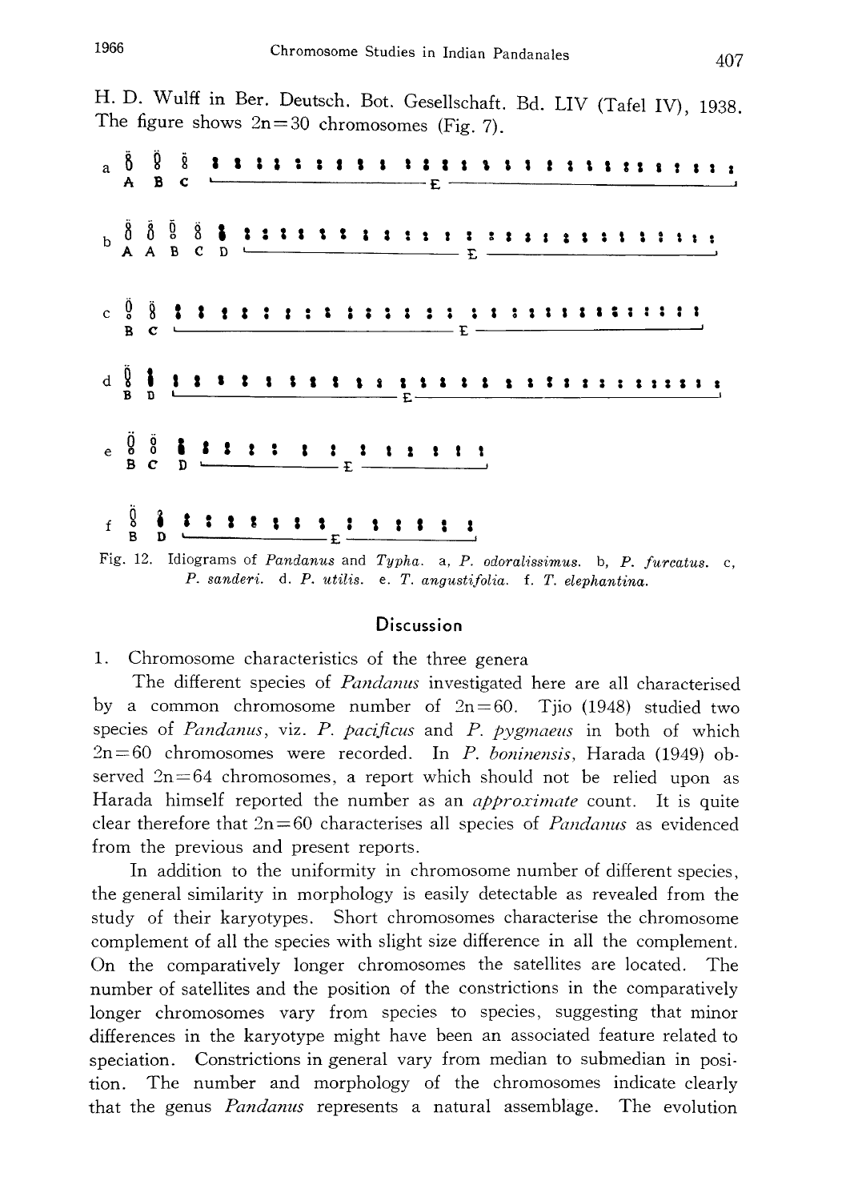H. D. Wulff in Ber. Deutsch. Bot. Gesellschaft. Bd. LIV (Tafel IV), 1938. The figure shows 2n=30 chromosomes (Fig. 7).

Fig. 12. Idiograms of *Pandanus* and *Typha*. a, *P. odoralissimus*. b, *P. furcatus*. c, *P. sanderi*. d. *P. utilis*. e. *T. angustifolia*. f. *T. elephantina*.

## Discussion

1. Chromosome characteristics of the three genera

The different species of *Pandanus* investigated here are all characterised by a common chromosome number of 2n=60. Tjio (1948) studied two species of *Pandanus*, viz. *P. pacificus* and *P. pygmaeus* in both of which 2n=60 chromosomes were recorded. In *P. boninensis*, Harada (1949) observed 2n=64 chromosomes, a report which should not be relied upon as Harada himself reported the number as an *approximate* count. It is quite clear therefore that 2n=60 characterises all species of *Pandanus* as evidenced from the previous and present reports.

In addition to the uniformity in chromosome number of different species, the general similarity in morphology is easily detectable as revealed from the study of their karyotypes. Short chromosomes characterise the chromosome complement of all the species with slight size difference in all the complement. On the comparatively longer chromosomes the satellites are located. The number of satellites and the position of the constrictions in the comparatively longer chromosomes vary from species to species, suggesting that minor differences in the karyotype might have been an associated feature related to speciation. Constrictions in general vary from median to submedian in position. The number and morphology of the chromosomes indicate clearly that the genus *Pandanus* represents a natural assemblage. The evolution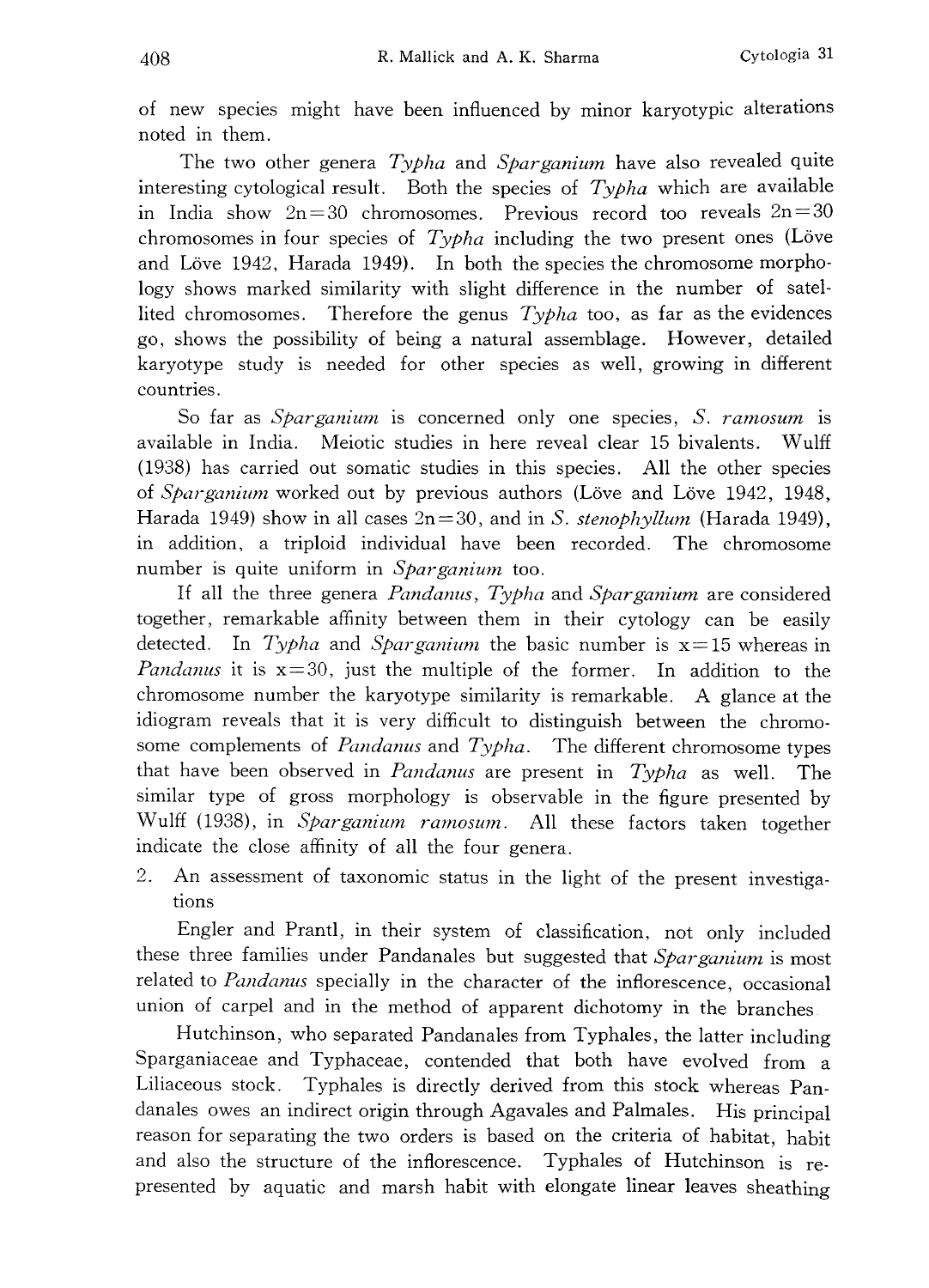of new species might have been influenced by minor karyotypic alterations noted in them.

The two other genera *Typha* and *Sparganium* have also revealed quite interesting cytological result. Both the species of *Typha* which are available in India show $2n=30$ chromosomes. Previous record too reveals $2n=30$ chromosomes in four species of *Typha* including the two present ones (Löve and Löve 1942, Harada 1949). In both the species the chromosome morphology shows marked similarity with slight difference in the number of satellited chromosomes. Therefore the genus *Typha* too, as far as the evidences go, shows the possibility of being a natural assemblage. However, detailed karyotype study is needed for other species as well, growing in different countries.

So far as *Sparganium* is concerned only one species, *S. ramosum* is available in India. Meiotic studies in here reveal clear 15 bivalents. Wulff (1938) has carried out somatic studies in this species. All the other species of *Sparganium* worked out by previous authors (Löve and Löve 1942, 1948, Harada 1949) show in all cases $2n=30$, and in *S. stenophyllum* (Harada 1949), in addition, a triploid individual have been recorded. The chromosome number is quite uniform in *Sparganium* too.

If all the three genera *Pandanus*, *Typha* and *Sparganium* are considered together, remarkable affinity between them in their cytology can be easily detected. In *Typha* and *Sparganium* the basic number is $x=15$ whereas in *Pandanus* it is $x=30$, just the multiple of the former. In addition to the chromosome number the karyotype similarity is remarkable. A glance at the idiogram reveals that it is very difficult to distinguish between the chromosome complements of *Pandanus* and *Typha*. The different chromosome types that have been observed in *Pandanus* are present in *Typha* as well. The similar type of gross morphology is observable in the figure presented by Wulff (1938), in *Sparganium ramosum*. All these factors taken together indicate the close affinity of all the four genera.

2. An assessment of taxonomic status in the light of the present investigations

Engler and Prantl, in their system of classification, not only included these three families under Pandanales but suggested that *Sparganium* is most related to *Pandanus* specially in the character of the inflorescence, occasional union of carpel and in the method of apparent dichotomy in the branches.

Hutchinson, who separated Pandanales from Typhales, the latter including Sparganiaceae and Typhaceae, contended that both have evolved from a Liliaceous stock. Typhales is directly derived from this stock whereas Pandanales owes an indirect origin through Agavales and Palmales. His principal reason for separating the two orders is based on the criteria of habitat, habit and also the structure of the inflorescence. Typhales of Hutchinson is represented by aquatic and marsh habit with elongate linear leaves sheathing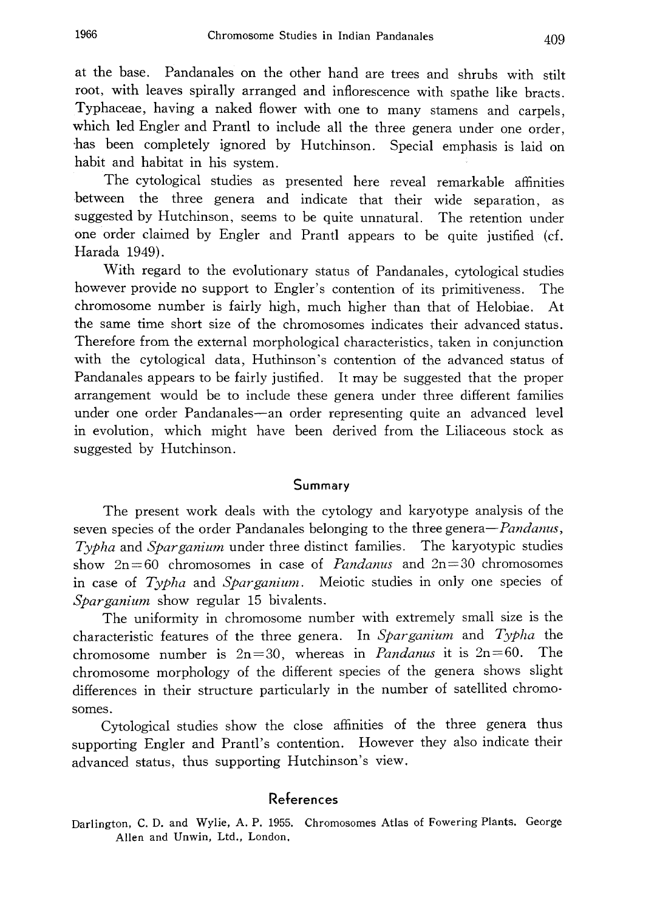at the base. Pandanales on the other hand are trees and shrubs with stilt root, with leaves spirally arranged and inflorescence with spathe like bracts. Typhaceae, having a naked flower with one to many stamens and carpels, which led Engler and Prantl to include all the three genera under one order, has been completely ignored by Hutchinson. Special emphasis is laid on habit and habitat in his system.

The cytological studies as presented here reveal remarkable affinities between the three genera and indicate that their wide separation, as suggested by Hutchinson, seems to be quite unnatural. The retention under one order claimed by Engler and Prantl appears to be quite justified (cf. Harada 1949).

With regard to the evolutionary status of Pandanales, cytological studies however provide no support to Engler's contention of its primitiveness. The chromosome number is fairly high, much higher than that of Helobiae. At the same time short size of the chromosomes indicates their advanced status. Therefore from the external morphological characteristics, taken in conjunction with the cytological data, Huthinson's contention of the advanced status of Pandanales appears to be fairly justified. It may be suggested that the proper arrangement would be to include these genera under three different families under one order Pandanales—an order representing quite an advanced level in evolution, which might have been derived from the Liliaceous stock as suggested by Hutchinson.

## Summary

The present work deals with the cytology and karyotype analysis of the seven species of the order Pandanales belonging to the three genera—*Pandanus*, *Typha* and *Sparganium* under three distinct families. The karyotypic studies show 2n=60 chromosomes in case of *Pandanus* and 2n=30 chromosomes in case of *Typha* and *Sparganium*. Meiotic studies in only one species of *Sparganium* show regular 15 bivalents.

The uniformity in chromosome number with extremely small size is the characteristic features of the three genera. In *Sparganium* and *Typha* the chromosome number is 2n=30, whereas in *Pandanus* it is 2n=60. The chromosome morphology of the different species of the genera shows slight differences in their structure particularly in the number of satellited chromosomes.

Cytological studies show the close affinities of the three genera thus supporting Engler and Prantl's contention. However they also indicate their advanced status, thus supporting Hutchinson's view.

## References

Darlington, C. D. and Wylie, A. P. 1955. Chromosomes Atlas of Fowering Plants. George Allen and Unwin, Ltd., London.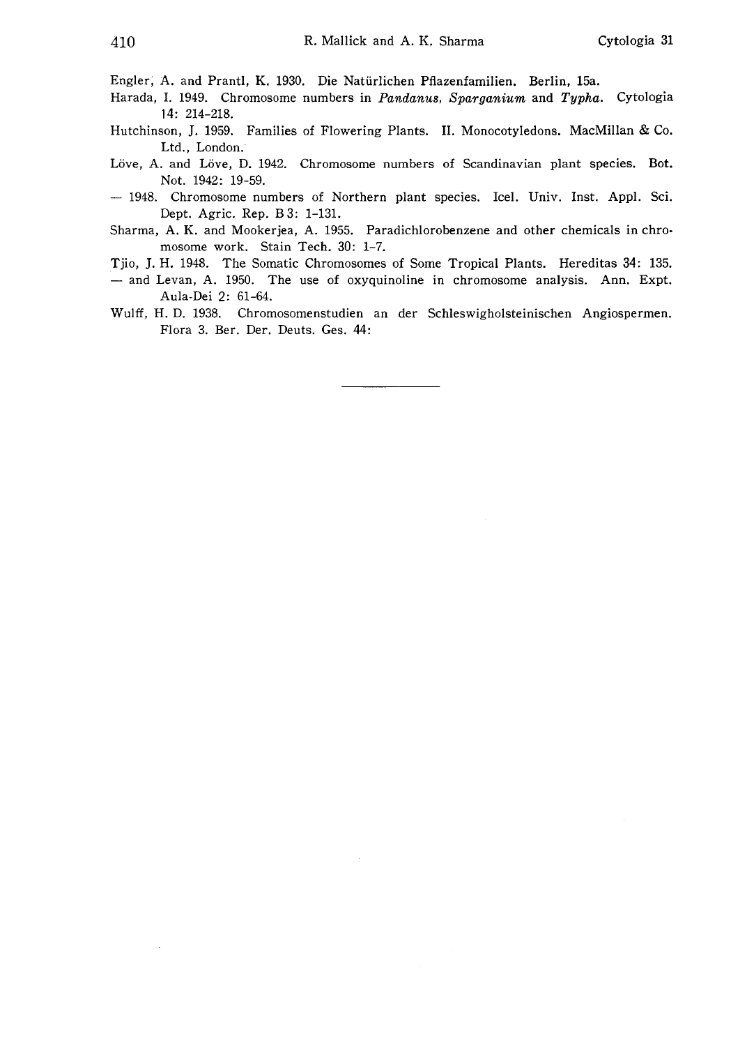Engler, A. and Prantl, K. 1930. Die Natürlichen Pflazenfamilien. Berlin, 15a.

Harada, I. 1949. Chromosome numbers in *Pandanus*, *Sparganium* and *Typha*. Cytologia 14: 214-218.

Hutchinson, J. 1959. Families of Flowering Plants. II. Monocotyledons. MacMillan & Co. Ltd., London.

Löve, A. and Löve, D. 1942. Chromosome numbers of Scandinavian plant species. Bot. Not. 1942: 19-59.

— 1948. Chromosome numbers of Northern plant species. Icel. Univ. Inst. Appl. Sci. Dept. Agric. Rep. B 3: 1-131.

Sharma, A. K. and Mookerjea, A. 1955. Paradichlorobenzene and other chemicals in chromosome work. Stain Tech. 30: 1-7.

Tjio, J. H. 1948. The Somatic Chromosomes of Some Tropical Plants. Hereditas 34: 135.

— and Levan, A. 1950. The use of oxyquinoline in chromosome analysis. Ann. Expt. Aula-Dei 2: 61-64.

Wulff, H. D. 1938. Chromosomenstudien an der Schleswigholsteinischen Angiospermen. Flora 3. Ber. Der. Deuts. Ges. 44: